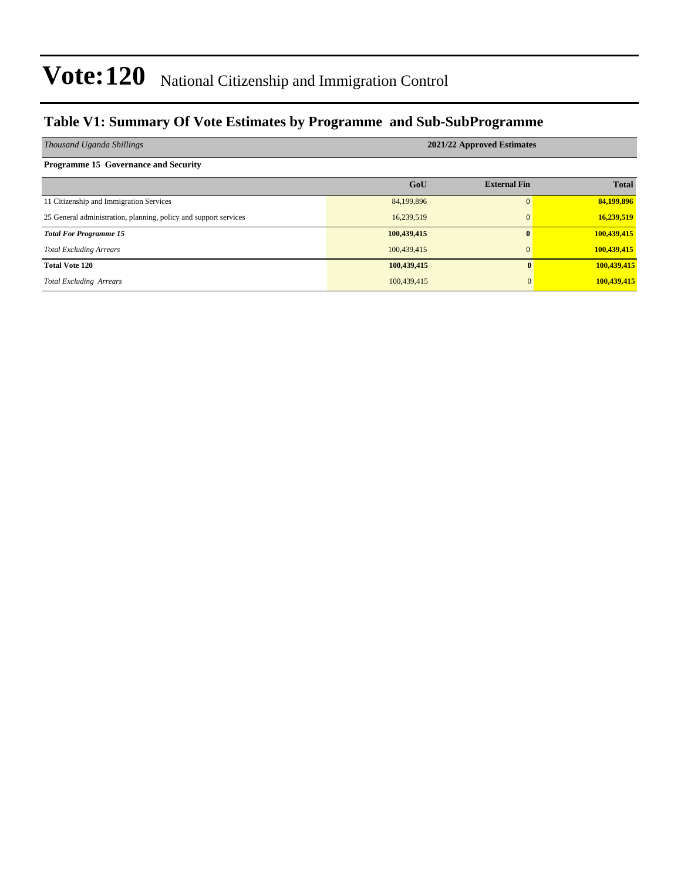# Vote:120 National Citizenship and Immigration Control

## Table V1: Summary Of Vote Estimates by Programme and Sub-SubProgramme

| *Thousand Uganda Shillings* | 2021/22 Approved Estimates | | |
|---|---|---|---|
| **Programme 15 Governance and Security** | | | |
| | **GoU** | **External Fin** | **Total** |
| 11 Citizenship and Immigration Services | 84,199,896 | 0 | **84,199,896** |
| 25 General administration, planning, policy and support services | 16,239,519 | 0 | **16,239,519** |
| ***Total For Programme 15*** | **100,439,415** | **0** | **100,439,415** |
| *Total Excluding Arrears* | 100,439,415 | 0 | **100,439,415** |
| **Total Vote 120** | **100,439,415** | **0** | **100,439,415** |
| *Total Excluding Arrears* | 100,439,415 | 0 | **100,439,415** |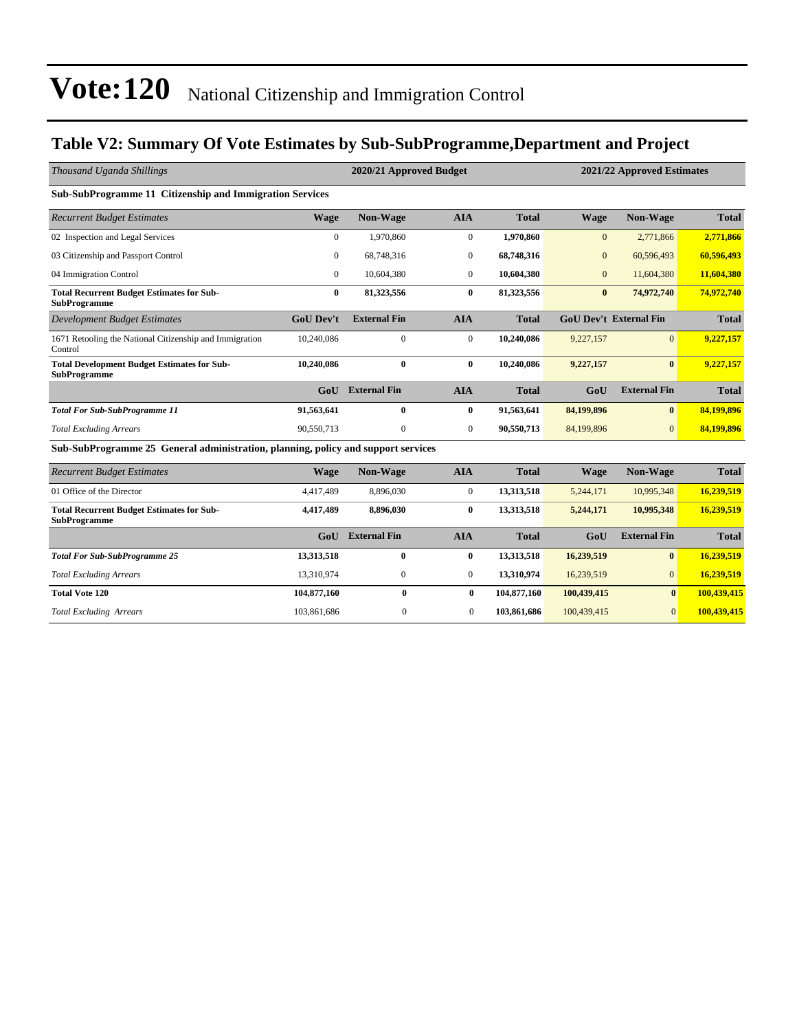# Vote:120 National Citizenship and Immigration Control

## Table V2: Summary Of Vote Estimates by Sub-SubProgramme,Department and Project

| *Thousand Uganda Shillings* | 2020/21 Approved Budget | | | | 2021/22 Approved Estimates | | |
|---|---|---|---|---|---|---|---|
| **Sub-SubProgramme 11 Citizenship and Immigration Services** | | | | | | | |
| *Recurrent Budget Estimates* | **Wage** | **Non-Wage** | **AIA** | **Total** | **Wage** | **Non-Wage** | **Total** |
| 02 Inspection and Legal Services | 0 | 1,970,860 | 0 | **1,970,860** | 0 | 2,771,866 | **2,771,866** |
| 03 Citizenship and Passport Control | 0 | 68,748,316 | 0 | **68,748,316** | 0 | 60,596,493 | **60,596,493** |
| 04 Immigration Control | 0 | 10,604,380 | 0 | **10,604,380** | 0 | 11,604,380 | **11,604,380** |
| **Total Recurrent Budget Estimates for Sub-SubProgramme** | **0** | **81,323,556** | **0** | **81,323,556** | **0** | **74,972,740** | **74,972,740** |
| *Development Budget Estimates* | **GoU Dev't** | **External Fin** | **AIA** | **Total** | **GoU Dev't** | **External Fin** | **Total** |
| 1671 Retooling the National Citizenship and Immigration Control | 10,240,086 | 0 | 0 | **10,240,086** | 9,227,157 | 0 | **9,227,157** |
| **Total Development Budget Estimates for Sub-SubProgramme** | **10,240,086** | **0** | **0** | **10,240,086** | **9,227,157** | **0** | **9,227,157** |
| | **GoU** | **External Fin** | **AIA** | **Total** | **GoU** | **External Fin** | **Total** |
| ***Total For Sub-SubProgramme 11*** | **91,563,641** | **0** | **0** | **91,563,641** | **84,199,896** | **0** | **84,199,896** |
| *Total Excluding Arrears* | 90,550,713 | 0 | 0 | **90,550,713** | 84,199,896 | 0 | **84,199,896** |
| **Sub-SubProgramme 25 General administration, planning, policy and support services** | | | | | | | |
| *Recurrent Budget Estimates* | **Wage** | **Non-Wage** | **AIA** | **Total** | **Wage** | **Non-Wage** | **Total** |
| 01 Office of the Director | 4,417,489 | 8,896,030 | 0 | **13,313,518** | 5,244,171 | 10,995,348 | **16,239,519** |
| **Total Recurrent Budget Estimates for Sub-SubProgramme** | **4,417,489** | **8,896,030** | **0** | **13,313,518** | **5,244,171** | **10,995,348** | **16,239,519** |
| | **GoU** | **External Fin** | **AIA** | **Total** | **GoU** | **External Fin** | **Total** |
| ***Total For Sub-SubProgramme 25*** | **13,313,518** | **0** | **0** | **13,313,518** | **16,239,519** | **0** | **16,239,519** |
| *Total Excluding Arrears* | 13,310,974 | 0 | 0 | **13,310,974** | 16,239,519 | 0 | **16,239,519** |
| **Total Vote 120** | **104,877,160** | **0** | **0** | **104,877,160** | **100,439,415** | **0** | **100,439,415** |
| *Total Excluding Arrears* | 103,861,686 | 0 | 0 | **103,861,686** | 100,439,415 | 0 | **100,439,415** |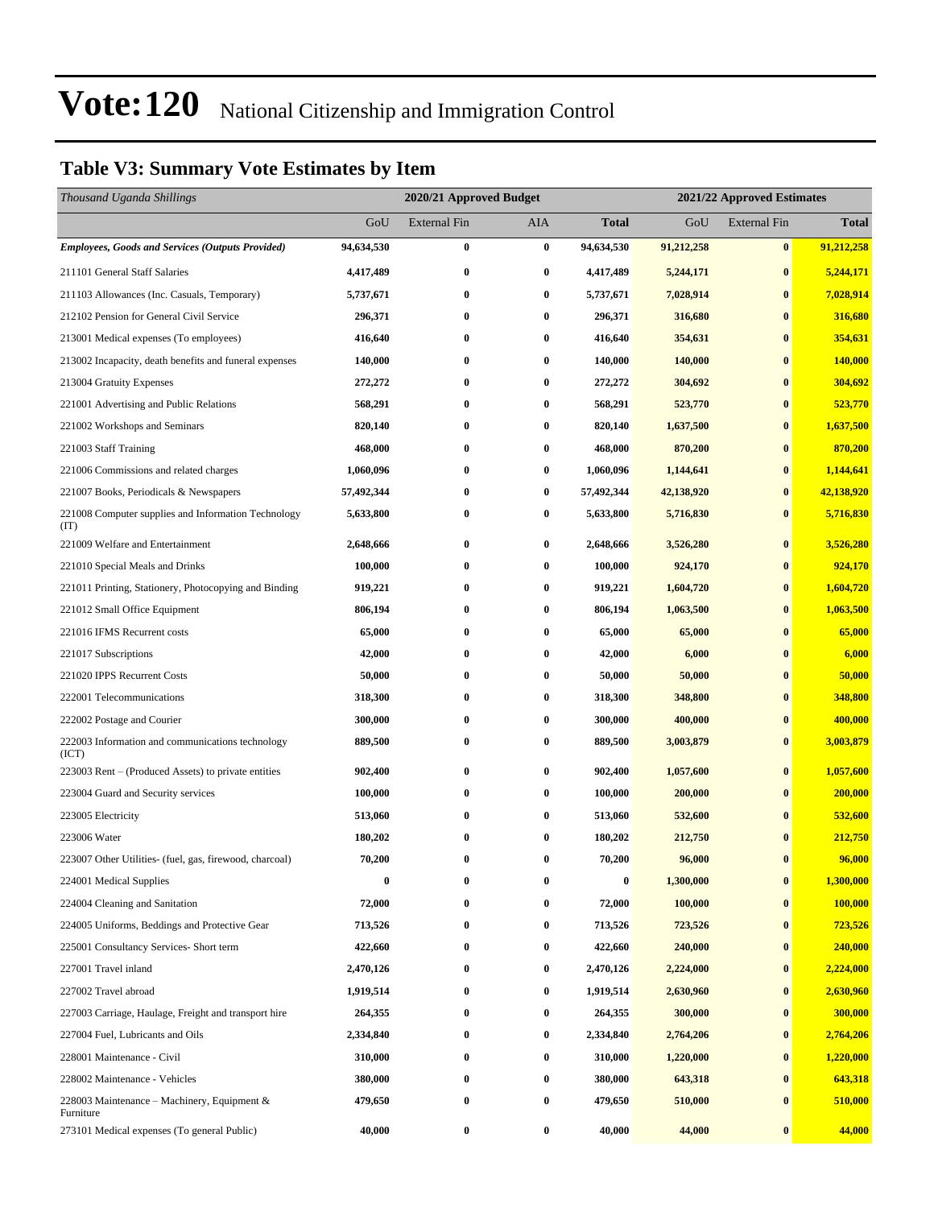# Vote:120 National Citizenship and Immigration Control

## Table V3: Summary Vote Estimates by Item

| *Thousand Uganda Shillings* | 2020/21 Approved Budget | | | | 2021/22 Approved Estimates | | |
|---|---|---|---|---|---|---|---|
| | GoU | External Fin | AIA | **Total** | GoU | External Fin | **Total** |
| ***Employees, Goods and Services (Outputs Provided)*** | **94,634,530** | **0** | **0** | **94,634,530** | **91,212,258** | **0** | **91,212,258** |
| 211101 General Staff Salaries | **4,417,489** | **0** | **0** | **4,417,489** | **5,244,171** | **0** | **5,244,171** |
| 211103 Allowances (Inc. Casuals, Temporary) | **5,737,671** | **0** | **0** | **5,737,671** | **7,028,914** | **0** | **7,028,914** |
| 212102 Pension for General Civil Service | **296,371** | **0** | **0** | **296,371** | **316,680** | **0** | **316,680** |
| 213001 Medical expenses (To employees) | **416,640** | **0** | **0** | **416,640** | **354,631** | **0** | **354,631** |
| 213002 Incapacity, death benefits and funeral expenses | **140,000** | **0** | **0** | **140,000** | **140,000** | **0** | **140,000** |
| 213004 Gratuity Expenses | **272,272** | **0** | **0** | **272,272** | **304,692** | **0** | **304,692** |
| 221001 Advertising and Public Relations | **568,291** | **0** | **0** | **568,291** | **523,770** | **0** | **523,770** |
| 221002 Workshops and Seminars | **820,140** | **0** | **0** | **820,140** | **1,637,500** | **0** | **1,637,500** |
| 221003 Staff Training | **468,000** | **0** | **0** | **468,000** | **870,200** | **0** | **870,200** |
| 221006 Commissions and related charges | **1,060,096** | **0** | **0** | **1,060,096** | **1,144,641** | **0** | **1,144,641** |
| 221007 Books, Periodicals & Newspapers | **57,492,344** | **0** | **0** | **57,492,344** | **42,138,920** | **0** | **42,138,920** |
| 221008 Computer supplies and Information Technology (IT) | **5,633,800** | **0** | **0** | **5,633,800** | **5,716,830** | **0** | **5,716,830** |
| 221009 Welfare and Entertainment | **2,648,666** | **0** | **0** | **2,648,666** | **3,526,280** | **0** | **3,526,280** |
| 221010 Special Meals and Drinks | **100,000** | **0** | **0** | **100,000** | **924,170** | **0** | **924,170** |
| 221011 Printing, Stationery, Photocopying and Binding | **919,221** | **0** | **0** | **919,221** | **1,604,720** | **0** | **1,604,720** |
| 221012 Small Office Equipment | **806,194** | **0** | **0** | **806,194** | **1,063,500** | **0** | **1,063,500** |
| 221016 IFMS Recurrent costs | **65,000** | **0** | **0** | **65,000** | **65,000** | **0** | **65,000** |
| 221017 Subscriptions | **42,000** | **0** | **0** | **42,000** | **6,000** | **0** | **6,000** |
| 221020 IPPS Recurrent Costs | **50,000** | **0** | **0** | **50,000** | **50,000** | **0** | **50,000** |
| 222001 Telecommunications | **318,300** | **0** | **0** | **318,300** | **348,800** | **0** | **348,800** |
| 222002 Postage and Courier | **300,000** | **0** | **0** | **300,000** | **400,000** | **0** | **400,000** |
| 222003 Information and communications technology (ICT) | **889,500** | **0** | **0** | **889,500** | **3,003,879** | **0** | **3,003,879** |
| 223003 Rent – (Produced Assets) to private entities | **902,400** | **0** | **0** | **902,400** | **1,057,600** | **0** | **1,057,600** |
| 223004 Guard and Security services | **100,000** | **0** | **0** | **100,000** | **200,000** | **0** | **200,000** |
| 223005 Electricity | **513,060** | **0** | **0** | **513,060** | **532,600** | **0** | **532,600** |
| 223006 Water | **180,202** | **0** | **0** | **180,202** | **212,750** | **0** | **212,750** |
| 223007 Other Utilities- (fuel, gas, firewood, charcoal) | **70,200** | **0** | **0** | **70,200** | **96,000** | **0** | **96,000** |
| 224001 Medical Supplies | **0** | **0** | **0** | **0** | **1,300,000** | **0** | **1,300,000** |
| 224004 Cleaning and Sanitation | **72,000** | **0** | **0** | **72,000** | **100,000** | **0** | **100,000** |
| 224005 Uniforms, Beddings and Protective Gear | **713,526** | **0** | **0** | **713,526** | **723,526** | **0** | **723,526** |
| 225001 Consultancy Services- Short term | **422,660** | **0** | **0** | **422,660** | **240,000** | **0** | **240,000** |
| 227001 Travel inland | **2,470,126** | **0** | **0** | **2,470,126** | **2,224,000** | **0** | **2,224,000** |
| 227002 Travel abroad | **1,919,514** | **0** | **0** | **1,919,514** | **2,630,960** | **0** | **2,630,960** |
| 227003 Carriage, Haulage, Freight and transport hire | **264,355** | **0** | **0** | **264,355** | **300,000** | **0** | **300,000** |
| 227004 Fuel, Lubricants and Oils | **2,334,840** | **0** | **0** | **2,334,840** | **2,764,206** | **0** | **2,764,206** |
| 228001 Maintenance - Civil | **310,000** | **0** | **0** | **310,000** | **1,220,000** | **0** | **1,220,000** |
| 228002 Maintenance - Vehicles | **380,000** | **0** | **0** | **380,000** | **643,318** | **0** | **643,318** |
| 228003 Maintenance – Machinery, Equipment & Furniture | **479,650** | **0** | **0** | **479,650** | **510,000** | **0** | **510,000** |
| 273101 Medical expenses (To general Public) | **40,000** | **0** | **0** | **40,000** | **44,000** | **0** | **44,000** |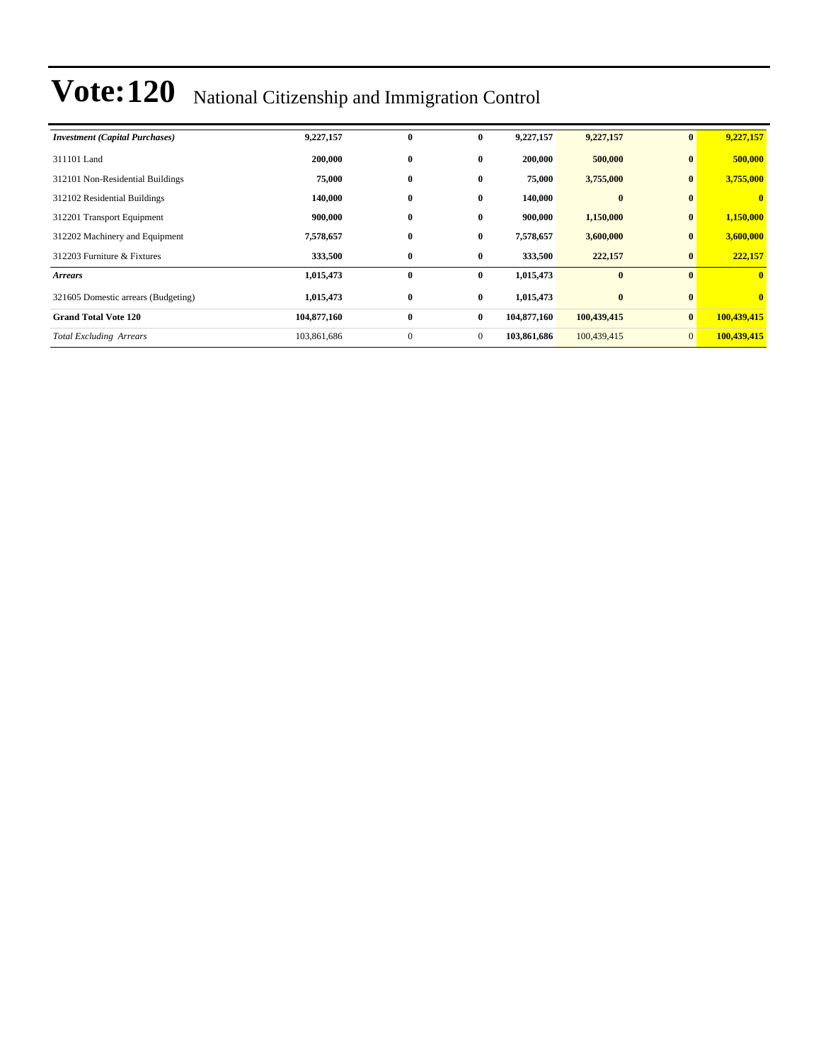# Vote:120 National Citizenship and Immigration Control

| | | | | | | | |
|---|---|---|---|---|---|---|---|
| ***Investment (Capital Purchases)*** | **9,227,157** | **0** | **0** | **9,227,157** | **9,227,157** | **0** | **9,227,157** |
| 311101 Land | **200,000** | **0** | **0** | **200,000** | **500,000** | **0** | **500,000** |
| 312101 Non-Residential Buildings | **75,000** | **0** | **0** | **75,000** | **3,755,000** | **0** | **3,755,000** |
| 312102 Residential Buildings | **140,000** | **0** | **0** | **140,000** | **0** | **0** | **0** |
| 312201 Transport Equipment | **900,000** | **0** | **0** | **900,000** | **1,150,000** | **0** | **1,150,000** |
| 312202 Machinery and Equipment | **7,578,657** | **0** | **0** | **7,578,657** | **3,600,000** | **0** | **3,600,000** |
| 312203 Furniture & Fixtures | **333,500** | **0** | **0** | **333,500** | **222,157** | **0** | **222,157** |
| ***Arrears*** | **1,015,473** | **0** | **0** | **1,015,473** | **0** | **0** | **0** |
| 321605 Domestic arrears (Budgeting) | **1,015,473** | **0** | **0** | **1,015,473** | **0** | **0** | **0** |
| **Grand Total Vote 120** | **104,877,160** | **0** | **0** | **104,877,160** | **100,439,415** | **0** | **100,439,415** |
| *Total Excluding Arrears* | 103,861,686 | 0 | 0 | **103,861,686** | 100,439,415 | 0 | **100,439,415** |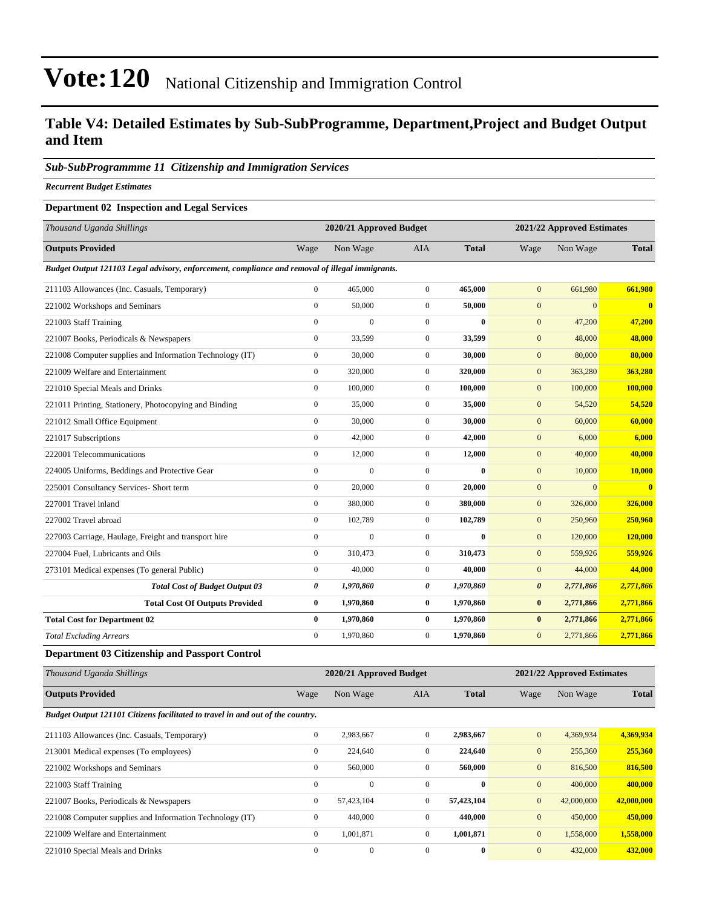# Vote:120 National Citizenship and Immigration Control

## Table V4: Detailed Estimates by Sub-SubProgramme, Department,Project and Budget Output and Item

### *Sub-SubProgrammme 11 Citizenship and Immigration Services*

***Recurrent Budget Estimates***

**Department 02 Inspection and Legal Services**

| *Thousand Uganda Shillings* | 2020/21 Approved Budget | | | | 2021/22 Approved Estimates | | |
|---|---|---|---|---|---|---|---|
| **Outputs Provided** | Wage | Non Wage | AIA | **Total** | Wage | Non Wage | **Total** |
| ***Budget Output 121103 Legal advisory, enforcement, compliance and removal of illegal immigrants.*** | | | | | | | |
| 211103 Allowances (Inc. Casuals, Temporary) | 0 | 465,000 | 0 | **465,000** | 0 | 661,980 | **661,980** |
| 221002 Workshops and Seminars | 0 | 50,000 | 0 | **50,000** | 0 | 0 | **0** |
| 221003 Staff Training | 0 | 0 | 0 | **0** | 0 | 47,200 | **47,200** |
| 221007 Books, Periodicals & Newspapers | 0 | 33,599 | 0 | **33,599** | 0 | 48,000 | **48,000** |
| 221008 Computer supplies and Information Technology (IT) | 0 | 30,000 | 0 | **30,000** | 0 | 80,000 | **80,000** |
| 221009 Welfare and Entertainment | 0 | 320,000 | 0 | **320,000** | 0 | 363,280 | **363,280** |
| 221010 Special Meals and Drinks | 0 | 100,000 | 0 | **100,000** | 0 | 100,000 | **100,000** |
| 221011 Printing, Stationery, Photocopying and Binding | 0 | 35,000 | 0 | **35,000** | 0 | 54,520 | **54,520** |
| 221012 Small Office Equipment | 0 | 30,000 | 0 | **30,000** | 0 | 60,000 | **60,000** |
| 221017 Subscriptions | 0 | 42,000 | 0 | **42,000** | 0 | 6,000 | **6,000** |
| 222001 Telecommunications | 0 | 12,000 | 0 | **12,000** | 0 | 40,000 | **40,000** |
| 224005 Uniforms, Beddings and Protective Gear | 0 | 0 | 0 | **0** | 0 | 10,000 | **10,000** |
| 225001 Consultancy Services- Short term | 0 | 20,000 | 0 | **20,000** | 0 | 0 | **0** |
| 227001 Travel inland | 0 | 380,000 | 0 | **380,000** | 0 | 326,000 | **326,000** |
| 227002 Travel abroad | 0 | 102,789 | 0 | **102,789** | 0 | 250,960 | **250,960** |
| 227003 Carriage, Haulage, Freight and transport hire | 0 | 0 | 0 | **0** | 0 | 120,000 | **120,000** |
| 227004 Fuel, Lubricants and Oils | 0 | 310,473 | 0 | **310,473** | 0 | 559,926 | **559,926** |
| 273101 Medical expenses (To general Public) | 0 | 40,000 | 0 | **40,000** | 0 | 44,000 | **44,000** |
| ***Total Cost of Budget Output 03*** | ***0*** | ***1,970,860*** | ***0*** | ***1,970,860*** | ***0*** | ***2,771,866*** | ***2,771,866*** |
| **Total Cost Of Outputs Provided** | **0** | **1,970,860** | **0** | **1,970,860** | **0** | **2,771,866** | **2,771,866** |
| **Total Cost for Department 02** | **0** | **1,970,860** | **0** | **1,970,860** | **0** | **2,771,866** | **2,771,866** |
| *Total Excluding Arrears* | 0 | 1,970,860 | 0 | **1,970,860** | 0 | 2,771,866 | **2,771,866** |

**Department 03 Citizenship and Passport Control**

| *Thousand Uganda Shillings* | 2020/21 Approved Budget | | | | 2021/22 Approved Estimates | | |
|---|---|---|---|---|---|---|---|
| **Outputs Provided** | Wage | Non Wage | AIA | **Total** | Wage | Non Wage | **Total** |
| ***Budget Output 121101 Citizens facilitated to travel in and out of the country.*** | | | | | | | |
| 211103 Allowances (Inc. Casuals, Temporary) | 0 | 2,983,667 | 0 | **2,983,667** | 0 | 4,369,934 | **4,369,934** |
| 213001 Medical expenses (To employees) | 0 | 224,640 | 0 | **224,640** | 0 | 255,360 | **255,360** |
| 221002 Workshops and Seminars | 0 | 560,000 | 0 | **560,000** | 0 | 816,500 | **816,500** |
| 221003 Staff Training | 0 | 0 | 0 | **0** | 0 | 400,000 | **400,000** |
| 221007 Books, Periodicals & Newspapers | 0 | 57,423,104 | 0 | **57,423,104** | 0 | 42,000,000 | **42,000,000** |
| 221008 Computer supplies and Information Technology (IT) | 0 | 440,000 | 0 | **440,000** | 0 | 450,000 | **450,000** |
| 221009 Welfare and Entertainment | 0 | 1,001,871 | 0 | **1,001,871** | 0 | 1,558,000 | **1,558,000** |
| 221010 Special Meals and Drinks | 0 | 0 | 0 | **0** | 0 | 432,000 | **432,000** |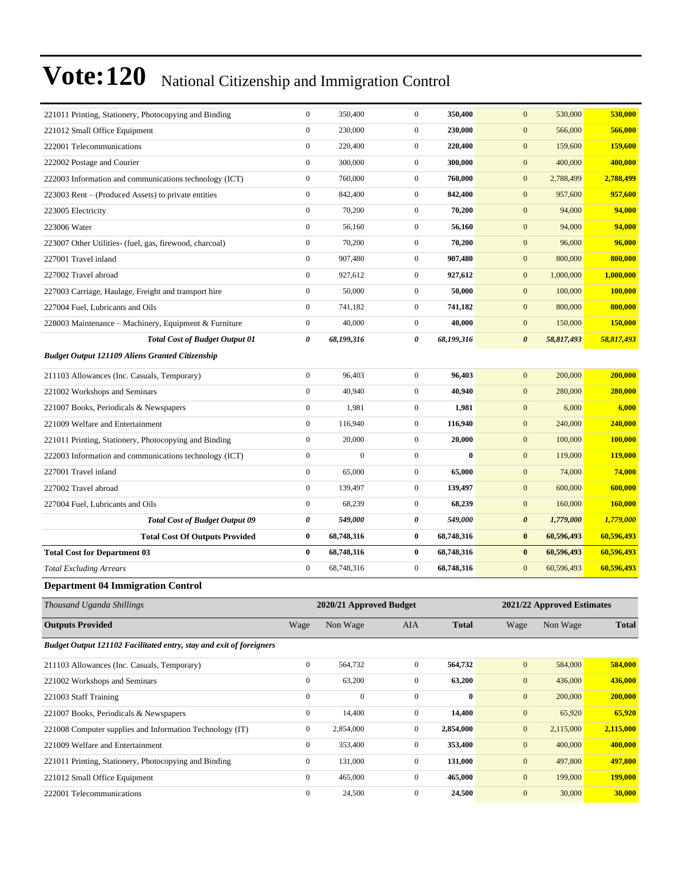# Vote:120 National Citizenship and Immigration Control

| | | | | | | | |
|---|---|---|---|---|---|---|---|
| 221011 Printing, Stationery, Photocopying and Binding | 0 | 350,400 | 0 | **350,400** | 0 | 530,000 | **530,000** |
| 221012 Small Office Equipment | 0 | 230,000 | 0 | **230,000** | 0 | 566,000 | **566,000** |
| 222001 Telecommunications | 0 | 220,400 | 0 | **220,400** | 0 | 159,600 | **159,600** |
| 222002 Postage and Courier | 0 | 300,000 | 0 | **300,000** | 0 | 400,000 | **400,000** |
| 222003 Information and communications technology (ICT) | 0 | 760,000 | 0 | **760,000** | 0 | 2,788,499 | **2,788,499** |
| 223003 Rent – (Produced Assets) to private entities | 0 | 842,400 | 0 | **842,400** | 0 | 957,600 | **957,600** |
| 223005 Electricity | 0 | 70,200 | 0 | **70,200** | 0 | 94,000 | **94,000** |
| 223006 Water | 0 | 56,160 | 0 | **56,160** | 0 | 94,000 | **94,000** |
| 223007 Other Utilities- (fuel, gas, firewood, charcoal) | 0 | 70,200 | 0 | **70,200** | 0 | 96,000 | **96,000** |
| 227001 Travel inland | 0 | 907,480 | 0 | **907,480** | 0 | 800,000 | **800,000** |
| 227002 Travel abroad | 0 | 927,612 | 0 | **927,612** | 0 | 1,000,000 | **1,000,000** |
| 227003 Carriage, Haulage, Freight and transport hire | 0 | 50,000 | 0 | **50,000** | 0 | 100,000 | **100,000** |
| 227004 Fuel, Lubricants and Oils | 0 | 741,182 | 0 | **741,182** | 0 | 800,000 | **800,000** |
| 228003 Maintenance – Machinery, Equipment & Furniture | 0 | 40,000 | 0 | **40,000** | 0 | 150,000 | **150,000** |
| ***Total Cost of Budget Output 01*** | ***0*** | *68,199,316* | ***0*** | *68,199,316* | ***0*** | ***58,817,493*** | ***58,817,493*** |
| ***Budget Output 121109 Aliens Granted Citizenship*** | | | | | | | |
| 211103 Allowances (Inc. Casuals, Temporary) | 0 | 96,403 | 0 | **96,403** | 0 | 200,000 | **200,000** |
| 221002 Workshops and Seminars | 0 | 40,940 | 0 | **40,940** | 0 | 280,000 | **280,000** |
| 221007 Books, Periodicals & Newspapers | 0 | 1,981 | 0 | **1,981** | 0 | 6,000 | **6,000** |
| 221009 Welfare and Entertainment | 0 | 116,940 | 0 | **116,940** | 0 | 240,000 | **240,000** |
| 221011 Printing, Stationery, Photocopying and Binding | 0 | 20,000 | 0 | **20,000** | 0 | 100,000 | **100,000** |
| 222003 Information and communications technology (ICT) | 0 | 0 | 0 | **0** | 0 | 119,000 | **119,000** |
| 227001 Travel inland | 0 | 65,000 | 0 | **65,000** | 0 | 74,000 | **74,000** |
| 227002 Travel abroad | 0 | 139,497 | 0 | **139,497** | 0 | 600,000 | **600,000** |
| 227004 Fuel, Lubricants and Oils | 0 | 68,239 | 0 | **68,239** | 0 | 160,000 | **160,000** |
| ***Total Cost of Budget Output 09*** | ***0*** | *549,000* | ***0*** | *549,000* | ***0*** | ***1,779,000*** | ***1,779,000*** |
| **Total Cost Of Outputs Provided** | **0** | **68,748,316** | **0** | **68,748,316** | **0** | **60,596,493** | **60,596,493** |
| **Total Cost for Department 03** | **0** | **68,748,316** | **0** | **68,748,316** | **0** | **60,596,493** | **60,596,493** |
| *Total Excluding Arrears* | 0 | 68,748,316 | 0 | **68,748,316** | 0 | 60,596,493 | **60,596,493** |

**Department 04 Immigration Control**

| *Thousand Uganda Shillings* | | 2020/21 Approved Budget | | | | 2021/22 Approved Estimates | |
|---|---|---|---|---|---|---|---|
| **Outputs Provided** | Wage | Non Wage | AIA | **Total** | Wage | Non Wage | **Total** |
| ***Budget Output 121102 Facilitated entry, stay and exit of foreigners*** | | | | | | | |
| 211103 Allowances (Inc. Casuals, Temporary) | 0 | 564,732 | 0 | **564,732** | 0 | 584,000 | **584,000** |
| 221002 Workshops and Seminars | 0 | 63,200 | 0 | **63,200** | 0 | 436,000 | **436,000** |
| 221003 Staff Training | 0 | 0 | 0 | **0** | 0 | 200,000 | **200,000** |
| 221007 Books, Periodicals & Newspapers | 0 | 14,400 | 0 | **14,400** | 0 | 65,920 | **65,920** |
| 221008 Computer supplies and Information Technology (IT) | 0 | 2,854,000 | 0 | **2,854,000** | 0 | 2,115,000 | **2,115,000** |
| 221009 Welfare and Entertainment | 0 | 353,400 | 0 | **353,400** | 0 | 400,000 | **400,000** |
| 221011 Printing, Stationery, Photocopying and Binding | 0 | 131,000 | 0 | **131,000** | 0 | 497,800 | **497,800** |
| 221012 Small Office Equipment | 0 | 465,000 | 0 | **465,000** | 0 | 199,000 | **199,000** |
| 222001 Telecommunications | 0 | 24,500 | 0 | **24,500** | 0 | 30,000 | **30,000** |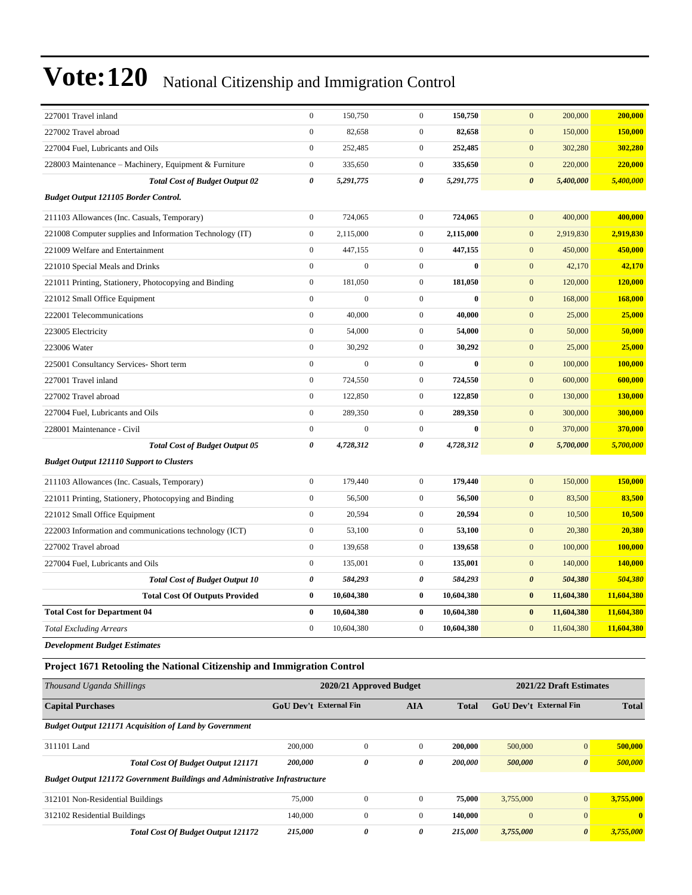# Vote:120 National Citizenship and Immigration Control

| | | | | | | | |
|---|---|---|---|---|---|---|---|
| 227001 Travel inland | 0 | 150,750 | 0 | **150,750** | 0 | 200,000 | **200,000** |
| 227002 Travel abroad | 0 | 82,658 | 0 | **82,658** | 0 | 150,000 | **150,000** |
| 227004 Fuel, Lubricants and Oils | 0 | 252,485 | 0 | **252,485** | 0 | 302,280 | **302,280** |
| 228003 Maintenance – Machinery, Equipment & Furniture | 0 | 335,650 | 0 | **335,650** | 0 | 220,000 | **220,000** |
| ***Total Cost of Budget Output 02*** | ***0*** | ***5,291,775*** | ***0*** | ***5,291,775*** | ***0*** | ***5,400,000*** | ***5,400,000*** |
| ***Budget Output 121105 Border Control.*** | | | | | | | |
| 211103 Allowances (Inc. Casuals, Temporary) | 0 | 724,065 | 0 | **724,065** | 0 | 400,000 | **400,000** |
| 221008 Computer supplies and Information Technology (IT) | 0 | 2,115,000 | 0 | **2,115,000** | 0 | 2,919,830 | **2,919,830** |
| 221009 Welfare and Entertainment | 0 | 447,155 | 0 | **447,155** | 0 | 450,000 | **450,000** |
| 221010 Special Meals and Drinks | 0 | 0 | 0 | **0** | 0 | 42,170 | **42,170** |
| 221011 Printing, Stationery, Photocopying and Binding | 0 | 181,050 | 0 | **181,050** | 0 | 120,000 | **120,000** |
| 221012 Small Office Equipment | 0 | 0 | 0 | **0** | 0 | 168,000 | **168,000** |
| 222001 Telecommunications | 0 | 40,000 | 0 | **40,000** | 0 | 25,000 | **25,000** |
| 223005 Electricity | 0 | 54,000 | 0 | **54,000** | 0 | 50,000 | **50,000** |
| 223006 Water | 0 | 30,292 | 0 | **30,292** | 0 | 25,000 | **25,000** |
| 225001 Consultancy Services- Short term | 0 | 0 | 0 | **0** | 0 | 100,000 | **100,000** |
| 227001 Travel inland | 0 | 724,550 | 0 | **724,550** | 0 | 600,000 | **600,000** |
| 227002 Travel abroad | 0 | 122,850 | 0 | **122,850** | 0 | 130,000 | **130,000** |
| 227004 Fuel, Lubricants and Oils | 0 | 289,350 | 0 | **289,350** | 0 | 300,000 | **300,000** |
| 228001 Maintenance - Civil | 0 | 0 | 0 | **0** | 0 | 370,000 | **370,000** |
| ***Total Cost of Budget Output 05*** | ***0*** | ***4,728,312*** | ***0*** | ***4,728,312*** | ***0*** | ***5,700,000*** | ***5,700,000*** |
| ***Budget Output 121110 Support to Clusters*** | | | | | | | |
| 211103 Allowances (Inc. Casuals, Temporary) | 0 | 179,440 | 0 | **179,440** | 0 | 150,000 | **150,000** |
| 221011 Printing, Stationery, Photocopying and Binding | 0 | 56,500 | 0 | **56,500** | 0 | 83,500 | **83,500** |
| 221012 Small Office Equipment | 0 | 20,594 | 0 | **20,594** | 0 | 10,500 | **10,500** |
| 222003 Information and communications technology (ICT) | 0 | 53,100 | 0 | **53,100** | 0 | 20,380 | **20,380** |
| 227002 Travel abroad | 0 | 139,658 | 0 | **139,658** | 0 | 100,000 | **100,000** |
| 227004 Fuel, Lubricants and Oils | 0 | 135,001 | 0 | **135,001** | 0 | 140,000 | **140,000** |
| ***Total Cost of Budget Output 10*** | ***0*** | ***584,293*** | ***0*** | ***584,293*** | ***0*** | ***504,380*** | ***504,380*** |
| **Total Cost Of Outputs Provided** | **0** | **10,604,380** | **0** | **10,604,380** | **0** | **11,604,380** | **11,604,380** |
| **Total Cost for Department 04** | **0** | **10,604,380** | **0** | **10,604,380** | **0** | **11,604,380** | **11,604,380** |
| *Total Excluding Arrears* | 0 | 10,604,380 | 0 | **10,604,380** | 0 | 11,604,380 | **11,604,380** |

***Development Budget Estimates***

### Project 1671 Retooling the National Citizenship and Immigration Control

| *Thousand Uganda Shillings* | 2020/21 Approved Budget | | | | 2021/22 Draft Estimates | | |
|---|---|---|---|---|---|---|---|
| **Capital Purchases** | **GoU Dev't** | **External Fin** | **AIA** | **Total** | **GoU Dev't** | **External Fin** | **Total** |
| ***Budget Output 121171 Acquisition of Land by Government*** | | | | | | | |
| 311101 Land | 200,000 | 0 | 0 | **200,000** | 500,000 | 0 | **500,000** |
| ***Total Cost Of Budget Output 121171*** | ***200,000*** | ***0*** | ***0*** | ***200,000*** | ***500,000*** | ***0*** | ***500,000*** |
| ***Budget Output 121172 Government Buildings and Administrative Infrastructure*** | | | | | | | |
| 312101 Non-Residential Buildings | 75,000 | 0 | 0 | **75,000** | 3,755,000 | 0 | **3,755,000** |
| 312102 Residential Buildings | 140,000 | 0 | 0 | **140,000** | 0 | 0 | **0** |
| ***Total Cost Of Budget Output 121172*** | ***215,000*** | ***0*** | ***0*** | ***215,000*** | ***3,755,000*** | ***0*** | ***3,755,000*** |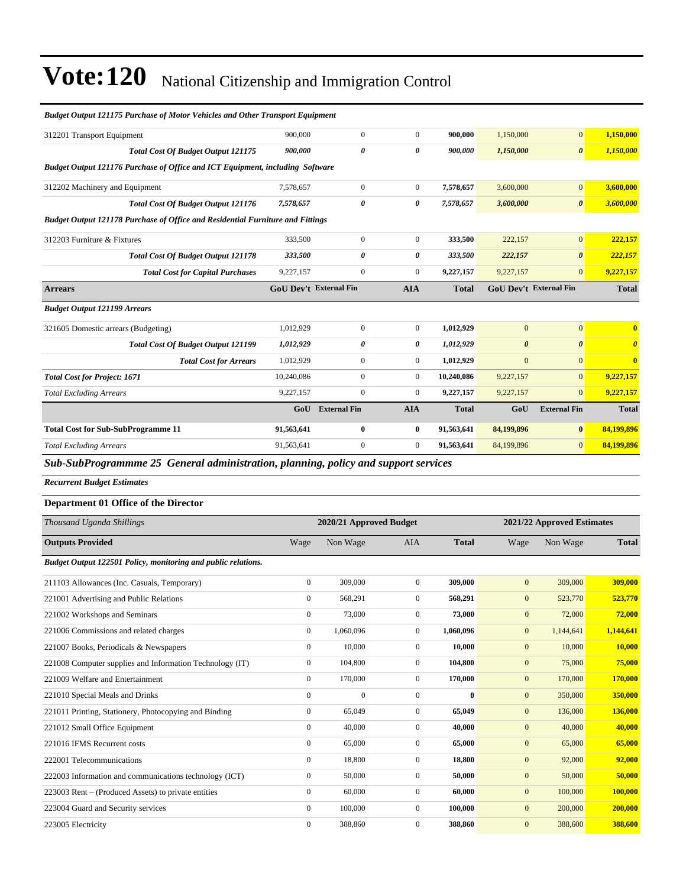# Vote:120 National Citizenship and Immigration Control

| *Budget Output 121175 Purchase of Motor Vehicles and Other Transport Equipment* | | | | | | | |
|---|---|---|---|---|---|---|---|
| 312201 Transport Equipment | 900,000 | 0 | 0 | **900,000** | 1,150,000 | 0 | **1,150,000** |
| ***Total Cost Of Budget Output 121175*** | ***900,000*** | ***0*** | ***0*** | ***900,000*** | ***1,150,000*** | ***0*** | ***1,150,000*** |
| *Budget Output 121176 Purchase of Office and ICT Equipment, including Software* | | | | | | | |
| 312202 Machinery and Equipment | 7,578,657 | 0 | 0 | **7,578,657** | 3,600,000 | 0 | **3,600,000** |
| ***Total Cost Of Budget Output 121176*** | ***7,578,657*** | ***0*** | ***0*** | ***7,578,657*** | ***3,600,000*** | ***0*** | ***3,600,000*** |
| *Budget Output 121178 Purchase of Office and Residential Furniture and Fittings* | | | | | | | |
| 312203 Furniture & Fixtures | 333,500 | 0 | 0 | **333,500** | 222,157 | 0 | **222,157** |
| ***Total Cost Of Budget Output 121178*** | ***333,500*** | ***0*** | ***0*** | ***333,500*** | ***222,157*** | ***0*** | ***222,157*** |
| ***Total Cost for Capital Purchases*** | 9,227,157 | 0 | 0 | **9,227,157** | 9,227,157 | 0 | **9,227,157** |
| **Arrears** | **GoU Dev't** | **External Fin** | **AIA** | **Total** | **GoU Dev't** | **External Fin** | **Total** |
| *Budget Output 121199 Arrears* | | | | | | | |
| 321605 Domestic arrears (Budgeting) | 1,012,929 | 0 | 0 | **1,012,929** | 0 | 0 | **0** |
| ***Total Cost Of Budget Output 121199*** | ***1,012,929*** | ***0*** | ***0*** | ***1,012,929*** | ***0*** | ***0*** | ***0*** |
| ***Total Cost for Arrears*** | 1,012,929 | 0 | 0 | **1,012,929** | 0 | 0 | **0** |
| ***Total Cost for Project: 1671*** | 10,240,086 | 0 | 0 | **10,240,086** | 9,227,157 | 0 | **9,227,157** |
| *Total Excluding Arrears* | 9,227,157 | 0 | 0 | **9,227,157** | 9,227,157 | 0 | **9,227,157** |
| | **GoU** | **External Fin** | **AIA** | **Total** | **GoU** | **External Fin** | **Total** |
| **Total Cost for Sub-SubProgramme 11** | **91,563,641** | **0** | **0** | **91,563,641** | **84,199,896** | **0** | **84,199,896** |
| *Total Excluding Arrears* | 91,563,641 | 0 | 0 | **91,563,641** | 84,199,896 | 0 | **84,199,896** |

## *Sub-SubProgrammme 25 General administration, planning, policy and support services*

***Recurrent Budget Estimates***

### Department 01 Office of the Director

| *Thousand Uganda Shillings* | 2020/21 Approved Budget | | | | 2021/22 Approved Estimates | | |
|---|---|---|---|---|---|---|---|
| **Outputs Provided** | Wage | Non Wage | AIA | **Total** | Wage | Non Wage | **Total** |
| *Budget Output 122501 Policy, monitoring and public relations.* | | | | | | | |
| 211103 Allowances (Inc. Casuals, Temporary) | 0 | 309,000 | 0 | **309,000** | 0 | 309,000 | **309,000** |
| 221001 Advertising and Public Relations | 0 | 568,291 | 0 | **568,291** | 0 | 523,770 | **523,770** |
| 221002 Workshops and Seminars | 0 | 73,000 | 0 | **73,000** | 0 | 72,000 | **72,000** |
| 221006 Commissions and related charges | 0 | 1,060,096 | 0 | **1,060,096** | 0 | 1,144,641 | **1,144,641** |
| 221007 Books, Periodicals & Newspapers | 0 | 10,000 | 0 | **10,000** | 0 | 10,000 | **10,000** |
| 221008 Computer supplies and Information Technology (IT) | 0 | 104,800 | 0 | **104,800** | 0 | 75,000 | **75,000** |
| 221009 Welfare and Entertainment | 0 | 170,000 | 0 | **170,000** | 0 | 170,000 | **170,000** |
| 221010 Special Meals and Drinks | 0 | 0 | 0 | **0** | 0 | 350,000 | **350,000** |
| 221011 Printing, Stationery, Photocopying and Binding | 0 | 65,049 | 0 | **65,049** | 0 | 136,000 | **136,000** |
| 221012 Small Office Equipment | 0 | 40,000 | 0 | **40,000** | 0 | 40,000 | **40,000** |
| 221016 IFMS Recurrent costs | 0 | 65,000 | 0 | **65,000** | 0 | 65,000 | **65,000** |
| 222001 Telecommunications | 0 | 18,800 | 0 | **18,800** | 0 | 92,000 | **92,000** |
| 222003 Information and communications technology (ICT) | 0 | 50,000 | 0 | **50,000** | 0 | 50,000 | **50,000** |
| 223003 Rent – (Produced Assets) to private entities | 0 | 60,000 | 0 | **60,000** | 0 | 100,000 | **100,000** |
| 223004 Guard and Security services | 0 | 100,000 | 0 | **100,000** | 0 | 200,000 | **200,000** |
| 223005 Electricity | 0 | 388,860 | 0 | **388,860** | 0 | 388,600 | **388,600** |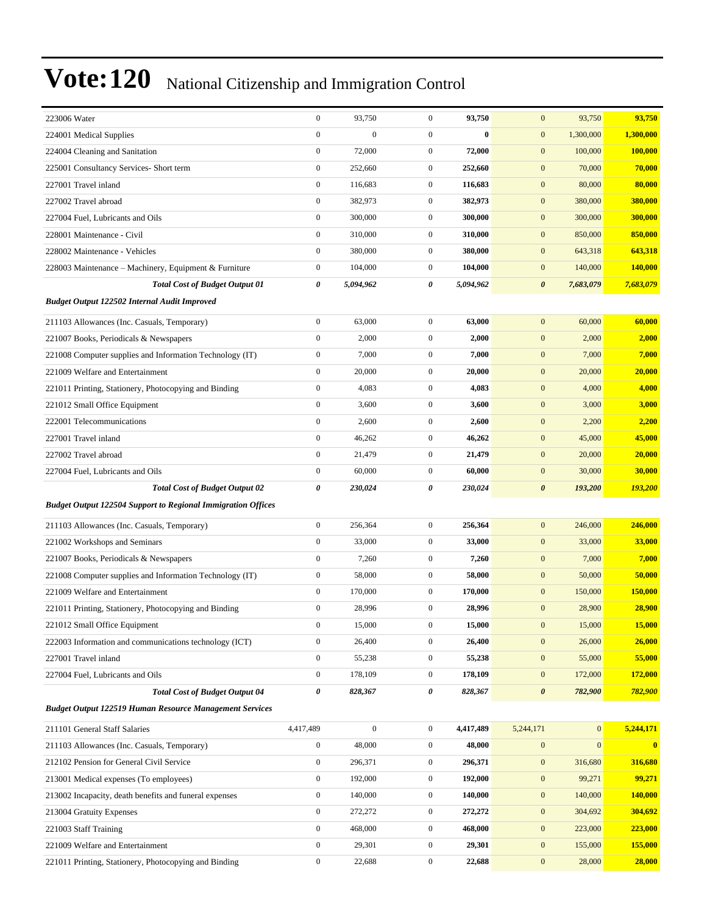# Vote:120 National Citizenship and Immigration Control

| | | | | | | | |
|---|---|---|---|---|---|---|---|
| 223006 Water | 0 | 93,750 | 0 | **93,750** | 0 | 93,750 | **93,750** |
| 224001 Medical Supplies | 0 | 0 | 0 | **0** | 0 | 1,300,000 | **1,300,000** |
| 224004 Cleaning and Sanitation | 0 | 72,000 | 0 | **72,000** | 0 | 100,000 | **100,000** |
| 225001 Consultancy Services- Short term | 0 | 252,660 | 0 | **252,660** | 0 | 70,000 | **70,000** |
| 227001 Travel inland | 0 | 116,683 | 0 | **116,683** | 0 | 80,000 | **80,000** |
| 227002 Travel abroad | 0 | 382,973 | 0 | **382,973** | 0 | 380,000 | **380,000** |
| 227004 Fuel, Lubricants and Oils | 0 | 300,000 | 0 | **300,000** | 0 | 300,000 | **300,000** |
| 228001 Maintenance - Civil | 0 | 310,000 | 0 | **310,000** | 0 | 850,000 | **850,000** |
| 228002 Maintenance - Vehicles | 0 | 380,000 | 0 | **380,000** | 0 | 643,318 | **643,318** |
| 228003 Maintenance – Machinery, Equipment & Furniture | 0 | 104,000 | 0 | **104,000** | 0 | 140,000 | **140,000** |
| ***Total Cost of Budget Output 01*** | ***0*** | ***5,094,962*** | ***0*** | ***5,094,962*** | ***0*** | ***7,683,079*** | ***7,683,079*** |
| ***Budget Output 122502 Internal Audit Improved*** | | | | | | | |
| 211103 Allowances (Inc. Casuals, Temporary) | 0 | 63,000 | 0 | **63,000** | 0 | 60,000 | **60,000** |
| 221007 Books, Periodicals & Newspapers | 0 | 2,000 | 0 | **2,000** | 0 | 2,000 | **2,000** |
| 221008 Computer supplies and Information Technology (IT) | 0 | 7,000 | 0 | **7,000** | 0 | 7,000 | **7,000** |
| 221009 Welfare and Entertainment | 0 | 20,000 | 0 | **20,000** | 0 | 20,000 | **20,000** |
| 221011 Printing, Stationery, Photocopying and Binding | 0 | 4,083 | 0 | **4,083** | 0 | 4,000 | **4,000** |
| 221012 Small Office Equipment | 0 | 3,600 | 0 | **3,600** | 0 | 3,000 | **3,000** |
| 222001 Telecommunications | 0 | 2,600 | 0 | **2,600** | 0 | 2,200 | **2,200** |
| 227001 Travel inland | 0 | 46,262 | 0 | **46,262** | 0 | 45,000 | **45,000** |
| 227002 Travel abroad | 0 | 21,479 | 0 | **21,479** | 0 | 20,000 | **20,000** |
| 227004 Fuel, Lubricants and Oils | 0 | 60,000 | 0 | **60,000** | 0 | 30,000 | **30,000** |
| ***Total Cost of Budget Output 02*** | ***0*** | ***230,024*** | ***0*** | ***230,024*** | ***0*** | ***193,200*** | ***193,200*** |
| ***Budget Output 122504 Support to Regional Immigration Offices*** | | | | | | | |
| 211103 Allowances (Inc. Casuals, Temporary) | 0 | 256,364 | 0 | **256,364** | 0 | 246,000 | **246,000** |
| 221002 Workshops and Seminars | 0 | 33,000 | 0 | **33,000** | 0 | 33,000 | **33,000** |
| 221007 Books, Periodicals & Newspapers | 0 | 7,260 | 0 | **7,260** | 0 | 7,000 | **7,000** |
| 221008 Computer supplies and Information Technology (IT) | 0 | 58,000 | 0 | **58,000** | 0 | 50,000 | **50,000** |
| 221009 Welfare and Entertainment | 0 | 170,000 | 0 | **170,000** | 0 | 150,000 | **150,000** |
| 221011 Printing, Stationery, Photocopying and Binding | 0 | 28,996 | 0 | **28,996** | 0 | 28,900 | **28,900** |
| 221012 Small Office Equipment | 0 | 15,000 | 0 | **15,000** | 0 | 15,000 | **15,000** |
| 222003 Information and communications technology (ICT) | 0 | 26,400 | 0 | **26,400** | 0 | 26,000 | **26,000** |
| 227001 Travel inland | 0 | 55,238 | 0 | **55,238** | 0 | 55,000 | **55,000** |
| 227004 Fuel, Lubricants and Oils | 0 | 178,109 | 0 | **178,109** | 0 | 172,000 | **172,000** |
| ***Total Cost of Budget Output 04*** | ***0*** | ***828,367*** | ***0*** | ***828,367*** | ***0*** | ***782,900*** | ***782,900*** |
| ***Budget Output 122519 Human Resource Management Services*** | | | | | | | |
| 211101 General Staff Salaries | 4,417,489 | 0 | 0 | **4,417,489** | 5,244,171 | 0 | **5,244,171** |
| 211103 Allowances (Inc. Casuals, Temporary) | 0 | 48,000 | 0 | **48,000** | 0 | 0 | **0** |
| 212102 Pension for General Civil Service | 0 | 296,371 | 0 | **296,371** | 0 | 316,680 | **316,680** |
| 213001 Medical expenses (To employees) | 0 | 192,000 | 0 | **192,000** | 0 | 99,271 | **99,271** |
| 213002 Incapacity, death benefits and funeral expenses | 0 | 140,000 | 0 | **140,000** | 0 | 140,000 | **140,000** |
| 213004 Gratuity Expenses | 0 | 272,272 | 0 | **272,272** | 0 | 304,692 | **304,692** |
| 221003 Staff Training | 0 | 468,000 | 0 | **468,000** | 0 | 223,000 | **223,000** |
| 221009 Welfare and Entertainment | 0 | 29,301 | 0 | **29,301** | 0 | 155,000 | **155,000** |
| 221011 Printing, Stationery, Photocopying and Binding | 0 | 22,688 | 0 | **22,688** | 0 | 28,000 | **28,000** |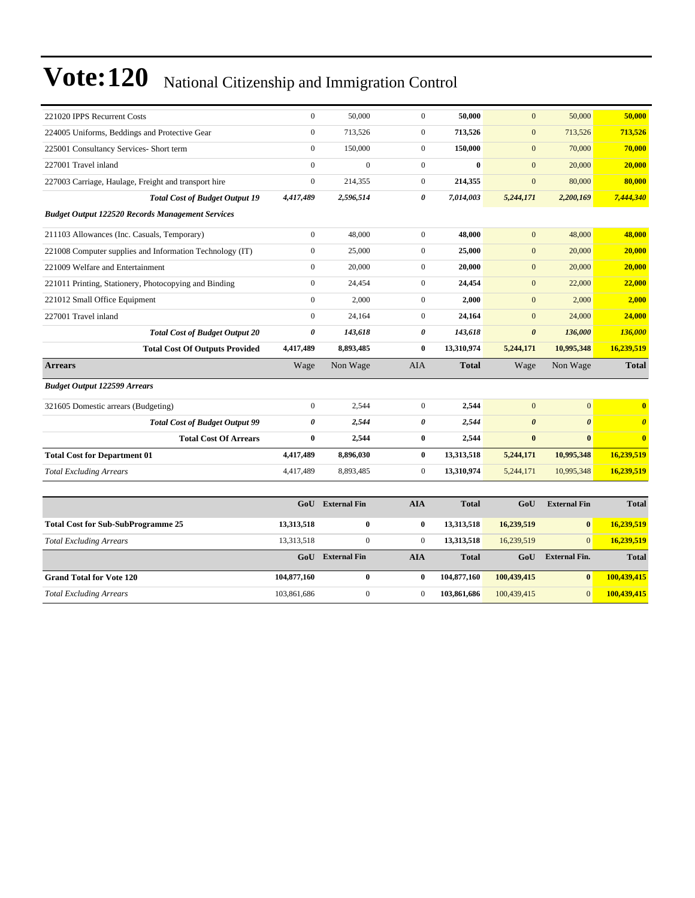# Vote:120 National Citizenship and Immigration Control

| | | | | | | | |
|---|---|---|---|---|---|---|---|
| 221020 IPPS Recurrent Costs | 0 | 50,000 | 0 | **50,000** | 0 | 50,000 | **50,000** |
| 224005 Uniforms, Beddings and Protective Gear | 0 | 713,526 | 0 | **713,526** | 0 | 713,526 | **713,526** |
| 225001 Consultancy Services- Short term | 0 | 150,000 | 0 | **150,000** | 0 | 70,000 | **70,000** |
| 227001 Travel inland | 0 | 0 | 0 | **0** | 0 | 20,000 | **20,000** |
| 227003 Carriage, Haulage, Freight and transport hire | 0 | 214,355 | 0 | **214,355** | 0 | 80,000 | **80,000** |
| ***Total Cost of Budget Output 19*** | ***4,417,489*** | ***2,596,514*** | ***0*** | ***7,014,003*** | ***5,244,171*** | ***2,200,169*** | ***7,444,340*** |
| ***Budget Output 122520 Records Management Services*** | | | | | | | |
| 211103 Allowances (Inc. Casuals, Temporary) | 0 | 48,000 | 0 | **48,000** | 0 | 48,000 | **48,000** |
| 221008 Computer supplies and Information Technology (IT) | 0 | 25,000 | 0 | **25,000** | 0 | 20,000 | **20,000** |
| 221009 Welfare and Entertainment | 0 | 20,000 | 0 | **20,000** | 0 | 20,000 | **20,000** |
| 221011 Printing, Stationery, Photocopying and Binding | 0 | 24,454 | 0 | **24,454** | 0 | 22,000 | **22,000** |
| 221012 Small Office Equipment | 0 | 2,000 | 0 | **2,000** | 0 | 2,000 | **2,000** |
| 227001 Travel inland | 0 | 24,164 | 0 | **24,164** | 0 | 24,000 | **24,000** |
| ***Total Cost of Budget Output 20*** | ***0*** | ***143,618*** | ***0*** | ***143,618*** | ***0*** | ***136,000*** | ***136,000*** |
| **Total Cost Of Outputs Provided** | **4,417,489** | **8,893,485** | **0** | **13,310,974** | **5,244,171** | **10,995,348** | **16,239,519** |
| **Arrears** | Wage | Non Wage | AIA | **Total** | Wage | Non Wage | **Total** |
| ***Budget Output 122599 Arrears*** | | | | | | | |
| 321605 Domestic arrears (Budgeting) | 0 | 2,544 | 0 | **2,544** | 0 | 0 | **0** |
| ***Total Cost of Budget Output 99*** | ***0*** | ***2,544*** | ***0*** | ***2,544*** | ***0*** | ***0*** | ***0*** |
| **Total Cost Of Arrears** | **0** | **2,544** | **0** | **2,544** | **0** | **0** | **0** |
| **Total Cost for Department 01** | **4,417,489** | **8,896,030** | **0** | **13,313,518** | **5,244,171** | **10,995,348** | **16,239,519** |
| *Total Excluding Arrears* | 4,417,489 | 8,893,485 | 0 | **13,310,974** | 5,244,171 | 10,995,348 | **16,239,519** |

| | **GoU** | **External Fin** | **AIA** | **Total** | **GoU** | **External Fin** | **Total** |
|---|---|---|---|---|---|---|---|
| **Total Cost for Sub-SubProgramme 25** | **13,313,518** | **0** | **0** | **13,313,518** | **16,239,519** | **0** | **16,239,519** |
| *Total Excluding Arrears* | 13,313,518 | 0 | 0 | **13,313,518** | 16,239,519 | 0 | **16,239,519** |
| | **GoU** | **External Fin** | **AIA** | **Total** | **GoU** | **External Fin.** | **Total** |
| **Grand Total for Vote 120** | **104,877,160** | **0** | **0** | **104,877,160** | **100,439,415** | **0** | **100,439,415** |
| *Total Excluding Arrears* | 103,861,686 | 0 | 0 | **103,861,686** | 100,439,415 | 0 | **100,439,415** |